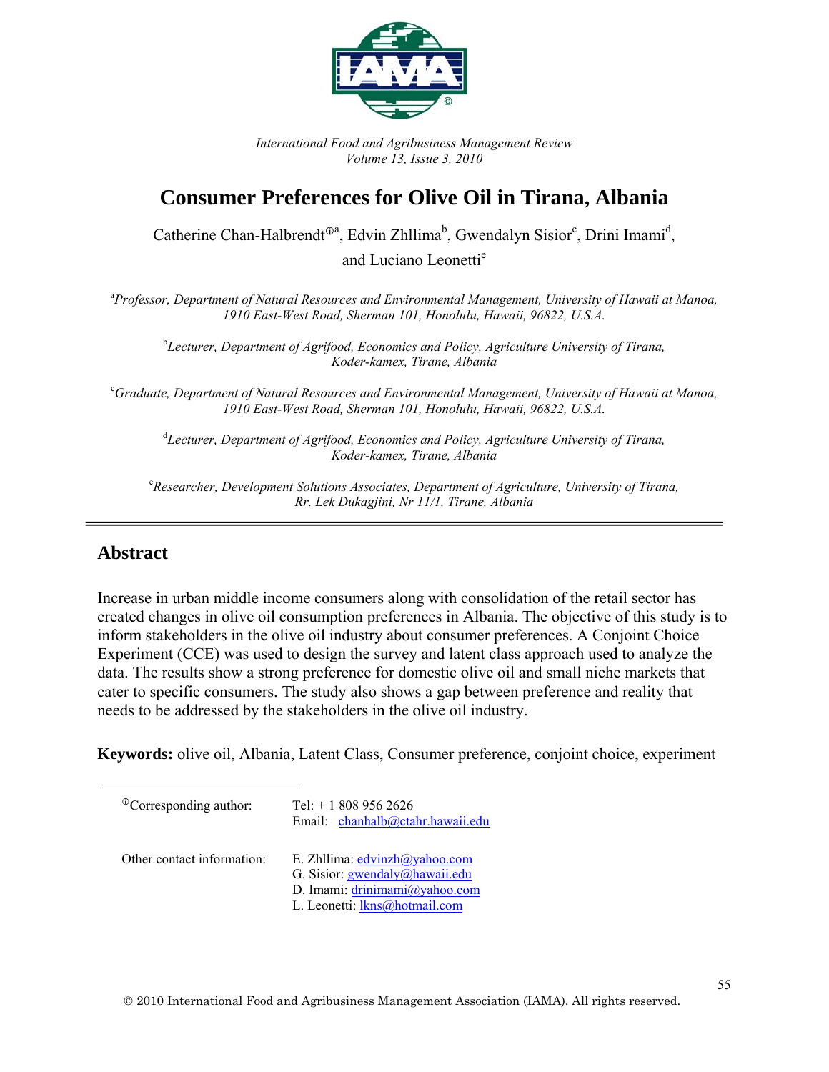*International Food and Agribusiness Management Review*
*Volume 13, Issue 3, 2010*

# Consumer Preferences for Olive Oil in Tirana, Albania

Catherine Chan-Halbrendt[ⓘa], Edvin Zhllima[b], Gwendalyn Sisior[c], Drini Imami[d], and Luciano Leonetti[e]

[a]*Professor, Department of Natural Resources and Environmental Management, University of Hawaii at Manoa, 1910 East-West Road, Sherman 101, Honolulu, Hawaii, 96822, U.S.A.*

[b]*Lecturer, Department of Agrifood, Economics and Policy, Agriculture University of Tirana, Koder-kamex, Tirane, Albania*

[c]*Graduate, Department of Natural Resources and Environmental Management, University of Hawaii at Manoa, 1910 East-West Road, Sherman 101, Honolulu, Hawaii, 96822, U.S.A.*

[d]*Lecturer, Department of Agrifood, Economics and Policy, Agriculture University of Tirana, Koder-kamex, Tirane, Albania*

[e]*Researcher, Development Solutions Associates, Department of Agriculture, University of Tirana, Rr. Lek Dukagjini, Nr 11/1, Tirane, Albania*

## Abstract

Increase in urban middle income consumers along with consolidation of the retail sector has created changes in olive oil consumption preferences in Albania. The objective of this study is to inform stakeholders in the olive oil industry about consumer preferences. A Conjoint Choice Experiment (CCE) was used to design the survey and latent class approach used to analyze the data. The results show a strong preference for domestic olive oil and small niche markets that cater to specific consumers. The study also shows a gap between preference and reality that needs to be addressed by the stakeholders in the olive oil industry.

**Keywords:** olive oil, Albania, Latent Class, Consumer preference, conjoint choice, experiment

[ⓘ]Corresponding author: Tel: + 1 808 956 2626
Email: chanhalb@ctahr.hawaii.edu

Other contact information:
E. Zhllima: edvinzh@yahoo.com
G. Sisior: gwendaly@hawaii.edu
D. Imami: drinimami@yahoo.com
L. Leonetti: lkns@hotmail.com

© 2010 International Food and Agribusiness Management Association (IAMA). All rights reserved.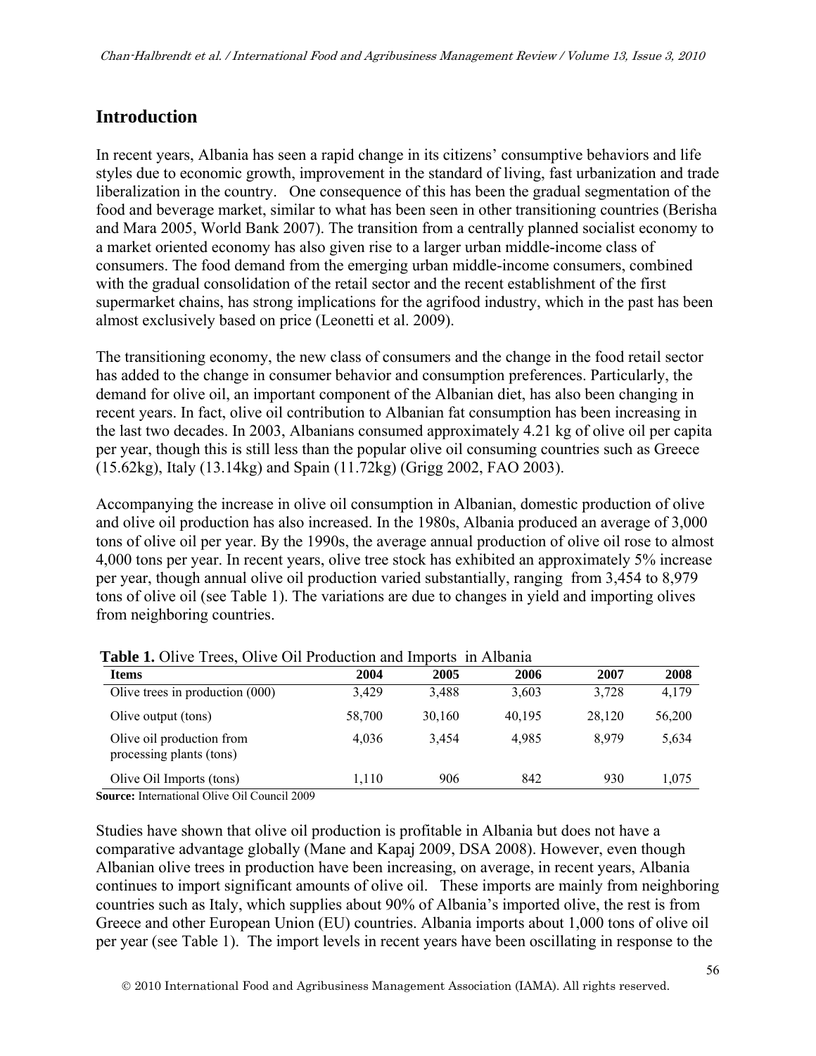## Introduction

In recent years, Albania has seen a rapid change in its citizens' consumptive behaviors and life styles due to economic growth, improvement in the standard of living, fast urbanization and trade liberalization in the country. One consequence of this has been the gradual segmentation of the food and beverage market, similar to what has been seen in other transitioning countries (Berisha and Mara 2005, World Bank 2007). The transition from a centrally planned socialist economy to a market oriented economy has also given rise to a larger urban middle-income class of consumers. The food demand from the emerging urban middle-income consumers, combined with the gradual consolidation of the retail sector and the recent establishment of the first supermarket chains, has strong implications for the agrifood industry, which in the past has been almost exclusively based on price (Leonetti et al. 2009).

The transitioning economy, the new class of consumers and the change in the food retail sector has added to the change in consumer behavior and consumption preferences. Particularly, the demand for olive oil, an important component of the Albanian diet, has also been changing in recent years. In fact, olive oil contribution to Albanian fat consumption has been increasing in the last two decades. In 2003, Albanians consumed approximately 4.21 kg of olive oil per capita per year, though this is still less than the popular olive oil consuming countries such as Greece (15.62kg), Italy (13.14kg) and Spain (11.72kg) (Grigg 2002, FAO 2003).

Accompanying the increase in olive oil consumption in Albanian, domestic production of olive and olive oil production has also increased. In the 1980s, Albania produced an average of 3,000 tons of olive oil per year. By the 1990s, the average annual production of olive oil rose to almost 4,000 tons per year. In recent years, olive tree stock has exhibited an approximately 5% increase per year, though annual olive oil production varied substantially, ranging from 3,454 to 8,979 tons of olive oil (see Table 1). The variations are due to changes in yield and importing olives from neighboring countries.

**Table 1.** Olive Trees, Olive Oil Production and Imports in Albania

| Items | 2004 | 2005 | 2006 | 2007 | 2008 |
|---|---|---|---|---|---|
| Olive trees in production (000) | 3,429 | 3,488 | 3,603 | 3,728 | 4,179 |
| Olive output (tons) | 58,700 | 30,160 | 40,195 | 28,120 | 56,200 |
| Olive oil production from processing plants (tons) | 4,036 | 3,454 | 4,985 | 8,979 | 5,634 |
| Olive Oil Imports (tons) | 1,110 | 906 | 842 | 930 | 1,075 |

**Source:** International Olive Oil Council 2009

Studies have shown that olive oil production is profitable in Albania but does not have a comparative advantage globally (Mane and Kapaj 2009, DSA 2008). However, even though Albanian olive trees in production have been increasing, on average, in recent years, Albania continues to import significant amounts of olive oil. These imports are mainly from neighboring countries such as Italy, which supplies about 90% of Albania's imported olive, the rest is from Greece and other European Union (EU) countries. Albania imports about 1,000 tons of olive oil per year (see Table 1). The import levels in recent years have been oscillating in response to the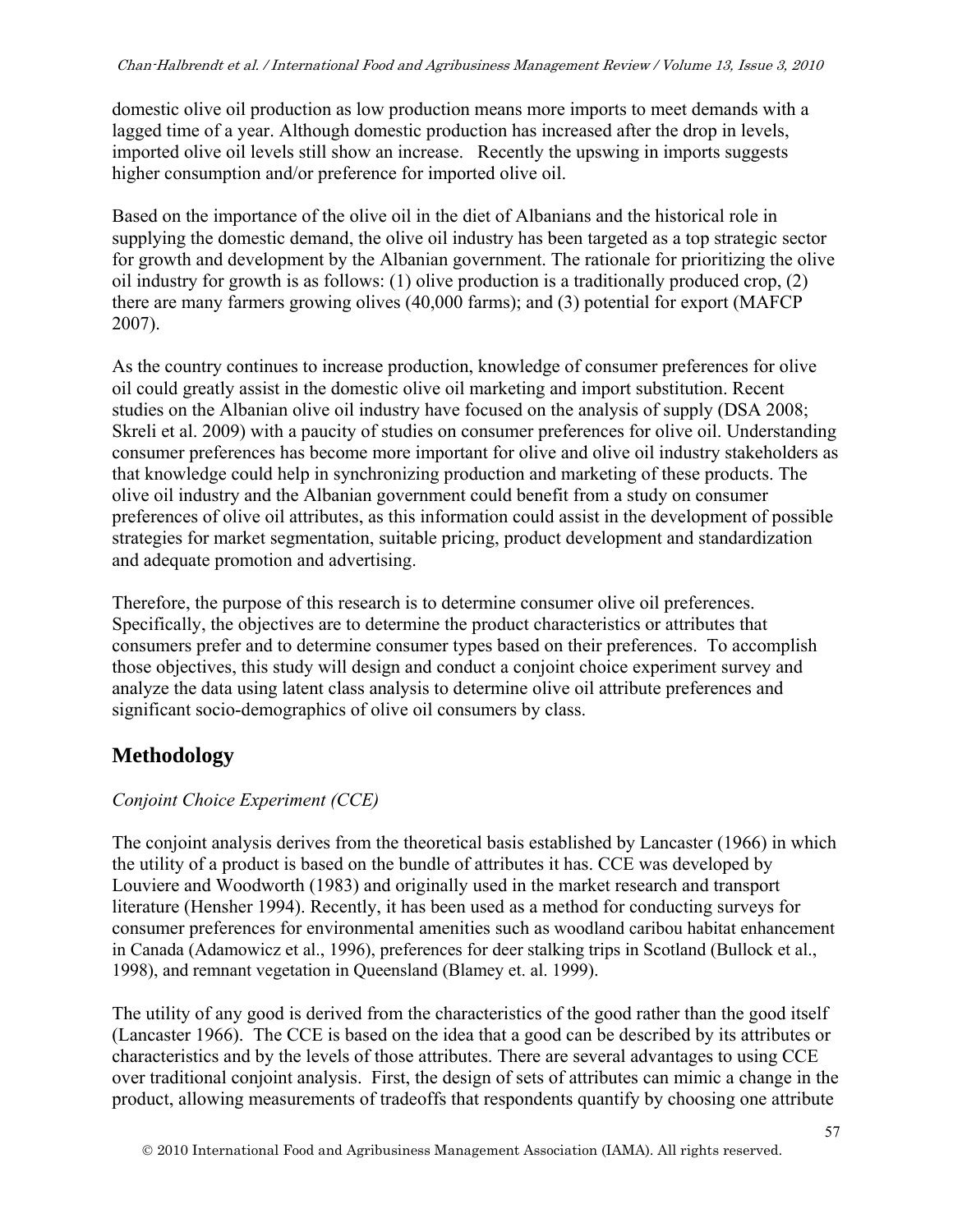domestic olive oil production as low production means more imports to meet demands with a lagged time of a year. Although domestic production has increased after the drop in levels, imported olive oil levels still show an increase. Recently the upswing in imports suggests higher consumption and/or preference for imported olive oil.

Based on the importance of the olive oil in the diet of Albanians and the historical role in supplying the domestic demand, the olive oil industry has been targeted as a top strategic sector for growth and development by the Albanian government. The rationale for prioritizing the olive oil industry for growth is as follows: (1) olive production is a traditionally produced crop, (2) there are many farmers growing olives (40,000 farms); and (3) potential for export (MAFCP 2007).

As the country continues to increase production, knowledge of consumer preferences for olive oil could greatly assist in the domestic olive oil marketing and import substitution. Recent studies on the Albanian olive oil industry have focused on the analysis of supply (DSA 2008; Skreli et al. 2009) with a paucity of studies on consumer preferences for olive oil. Understanding consumer preferences has become more important for olive and olive oil industry stakeholders as that knowledge could help in synchronizing production and marketing of these products. The olive oil industry and the Albanian government could benefit from a study on consumer preferences of olive oil attributes, as this information could assist in the development of possible strategies for market segmentation, suitable pricing, product development and standardization and adequate promotion and advertising.

Therefore, the purpose of this research is to determine consumer olive oil preferences. Specifically, the objectives are to determine the product characteristics or attributes that consumers prefer and to determine consumer types based on their preferences. To accomplish those objectives, this study will design and conduct a conjoint choice experiment survey and analyze the data using latent class analysis to determine olive oil attribute preferences and significant socio-demographics of olive oil consumers by class.

## Methodology

*Conjoint Choice Experiment (CCE)*

The conjoint analysis derives from the theoretical basis established by Lancaster (1966) in which the utility of a product is based on the bundle of attributes it has. CCE was developed by Louviere and Woodworth (1983) and originally used in the market research and transport literature (Hensher 1994). Recently, it has been used as a method for conducting surveys for consumer preferences for environmental amenities such as woodland caribou habitat enhancement in Canada (Adamowicz et al., 1996), preferences for deer stalking trips in Scotland (Bullock et al., 1998), and remnant vegetation in Queensland (Blamey et. al. 1999).

The utility of any good is derived from the characteristics of the good rather than the good itself (Lancaster 1966). The CCE is based on the idea that a good can be described by its attributes or characteristics and by the levels of those attributes. There are several advantages to using CCE over traditional conjoint analysis. First, the design of sets of attributes can mimic a change in the product, allowing measurements of tradeoffs that respondents quantify by choosing one attribute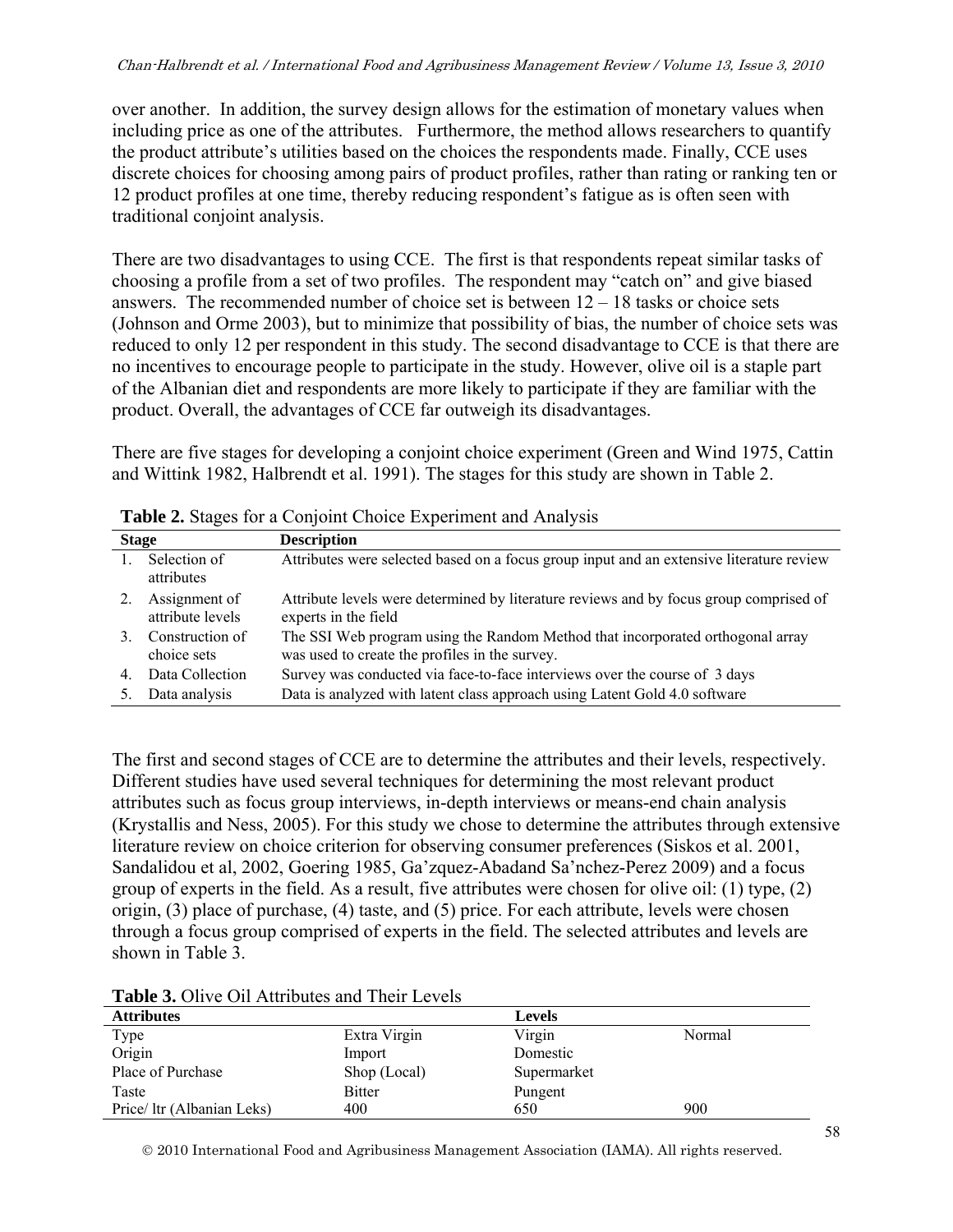over another. In addition, the survey design allows for the estimation of monetary values when including price as one of the attributes. Furthermore, the method allows researchers to quantify the product attribute's utilities based on the choices the respondents made. Finally, CCE uses discrete choices for choosing among pairs of product profiles, rather than rating or ranking ten or 12 product profiles at one time, thereby reducing respondent's fatigue as is often seen with traditional conjoint analysis.

There are two disadvantages to using CCE. The first is that respondents repeat similar tasks of choosing a profile from a set of two profiles. The respondent may "catch on" and give biased answers. The recommended number of choice set is between 12 – 18 tasks or choice sets (Johnson and Orme 2003), but to minimize that possibility of bias, the number of choice sets was reduced to only 12 per respondent in this study. The second disadvantage to CCE is that there are no incentives to encourage people to participate in the study. However, olive oil is a staple part of the Albanian diet and respondents are more likely to participate if they are familiar with the product. Overall, the advantages of CCE far outweigh its disadvantages.

There are five stages for developing a conjoint choice experiment (Green and Wind 1975, Cattin and Wittink 1982, Halbrendt et al. 1991). The stages for this study are shown in Table 2.

**Table 2.** Stages for a Conjoint Choice Experiment and Analysis

| Stage | Description |
|---|---|
| 1. Selection of attributes | Attributes were selected based on a focus group input and an extensive literature review |
| 2. Assignment of attribute levels | Attribute levels were determined by literature reviews and by focus group comprised of experts in the field |
| 3. Construction of choice sets | The SSI Web program using the Random Method that incorporated orthogonal array was used to create the profiles in the survey. |
| 4. Data Collection | Survey was conducted via face-to-face interviews over the course of 3 days |
| 5. Data analysis | Data is analyzed with latent class approach using Latent Gold 4.0 software |

The first and second stages of CCE are to determine the attributes and their levels, respectively. Different studies have used several techniques for determining the most relevant product attributes such as focus group interviews, in-depth interviews or means-end chain analysis (Krystallis and Ness, 2005). For this study we chose to determine the attributes through extensive literature review on choice criterion for observing consumer preferences (Siskos et al. 2001, Sandalidou et al, 2002, Goering 1985, Ga'zquez-Abadand Sa'nchez-Perez 2009) and a focus group of experts in the field. As a result, five attributes were chosen for olive oil: (1) type, (2) origin, (3) place of purchase, (4) taste, and (5) price. For each attribute, levels were chosen through a focus group comprised of experts in the field. The selected attributes and levels are shown in Table 3.

**Table 3.** Olive Oil Attributes and Their Levels

| Attributes | Levels | | |
|---|---|---|---|
| Type | Extra Virgin | Virgin | Normal |
| Origin | Import | Domestic | |
| Place of Purchase | Shop (Local) | Supermarket | |
| Taste | Bitter | Pungent | |
| Price/ ltr (Albanian Leks) | 400 | 650 | 900 |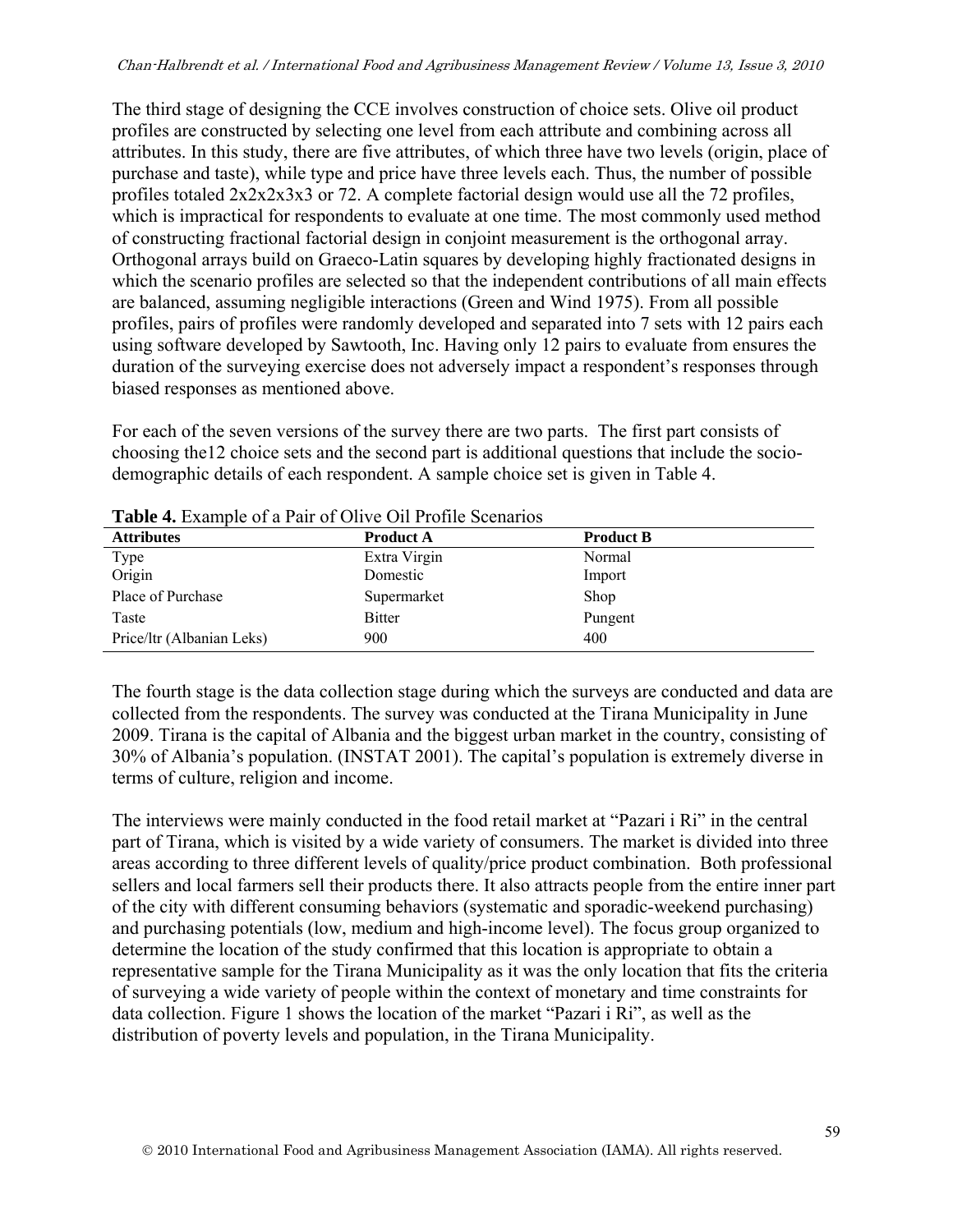The third stage of designing the CCE involves construction of choice sets. Olive oil product profiles are constructed by selecting one level from each attribute and combining across all attributes. In this study, there are five attributes, of which three have two levels (origin, place of purchase and taste), while type and price have three levels each. Thus, the number of possible profiles totaled 2x2x2x3x3 or 72. A complete factorial design would use all the 72 profiles, which is impractical for respondents to evaluate at one time. The most commonly used method of constructing fractional factorial design in conjoint measurement is the orthogonal array. Orthogonal arrays build on Graeco-Latin squares by developing highly fractionated designs in which the scenario profiles are selected so that the independent contributions of all main effects are balanced, assuming negligible interactions (Green and Wind 1975). From all possible profiles, pairs of profiles were randomly developed and separated into 7 sets with 12 pairs each using software developed by Sawtooth, Inc. Having only 12 pairs to evaluate from ensures the duration of the surveying exercise does not adversely impact a respondent's responses through biased responses as mentioned above.

For each of the seven versions of the survey there are two parts. The first part consists of choosing the12 choice sets and the second part is additional questions that include the socio-demographic details of each respondent. A sample choice set is given in Table 4.

**Table 4.** Example of a Pair of Olive Oil Profile Scenarios

| Attributes | Product A | Product B |
|---|---|---|
| Type | Extra Virgin | Normal |
| Origin | Domestic | Import |
| Place of Purchase | Supermarket | Shop |
| Taste | Bitter | Pungent |
| Price/ltr (Albanian Leks) | 900 | 400 |

The fourth stage is the data collection stage during which the surveys are conducted and data are collected from the respondents. The survey was conducted at the Tirana Municipality in June 2009. Tirana is the capital of Albania and the biggest urban market in the country, consisting of 30% of Albania's population. (INSTAT 2001). The capital's population is extremely diverse in terms of culture, religion and income.

The interviews were mainly conducted in the food retail market at "Pazari i Ri" in the central part of Tirana, which is visited by a wide variety of consumers. The market is divided into three areas according to three different levels of quality/price product combination. Both professional sellers and local farmers sell their products there. It also attracts people from the entire inner part of the city with different consuming behaviors (systematic and sporadic-weekend purchasing) and purchasing potentials (low, medium and high-income level). The focus group organized to determine the location of the study confirmed that this location is appropriate to obtain a representative sample for the Tirana Municipality as it was the only location that fits the criteria of surveying a wide variety of people within the context of monetary and time constraints for data collection. Figure 1 shows the location of the market "Pazari i Ri", as well as the distribution of poverty levels and population, in the Tirana Municipality.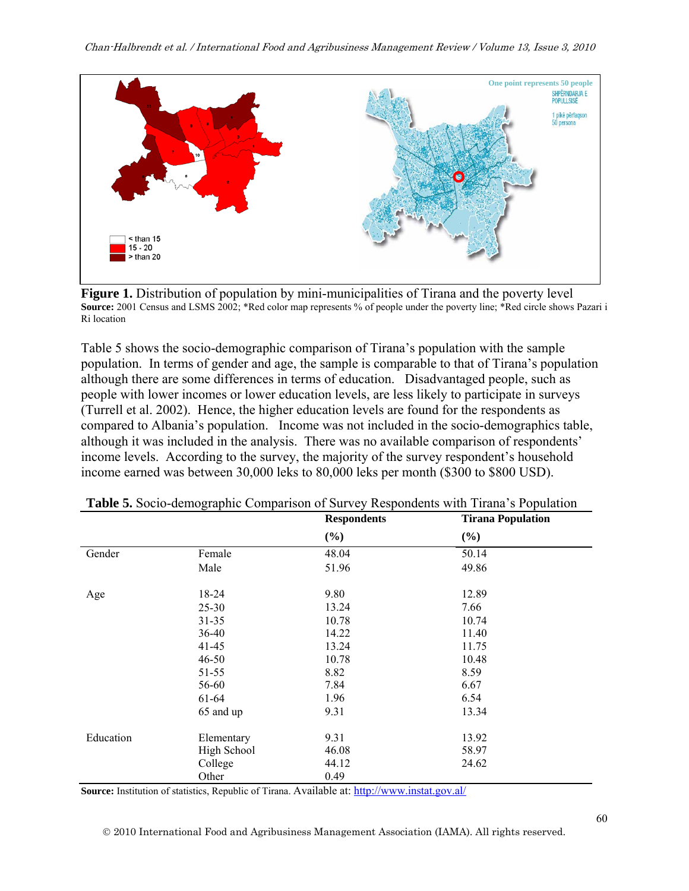**Figure 1.** Distribution of population by mini-municipalities of Tirana and the poverty level
**Source:** 2001 Census and LSMS 2002; *Red color map represents % of people under the poverty line; *Red circle shows Pazari i Ri location

Table 5 shows the socio-demographic comparison of Tirana's population with the sample population. In terms of gender and age, the sample is comparable to that of Tirana's population although there are some differences in terms of education. Disadvantaged people, such as people with lower incomes or lower education levels, are less likely to participate in surveys (Turrell et al. 2002). Hence, the higher education levels are found for the respondents as compared to Albania's population. Income was not included in the socio-demographics table, although it was included in the analysis. There was no available comparison of respondents' income levels. According to the survey, the majority of the survey respondent's household income earned was between 30,000 leks to 80,000 leks per month ($300 to $800 USD).

**Table 5.** Socio-demographic Comparison of Survey Respondents with Tirana's Population

| | | Respondents (%) | Tirana Population (%) |
|---|---|---|---|
| Gender | Female | 48.04 | 50.14 |
| | Male | 51.96 | 49.86 |
| Age | 18-24 | 9.80 | 12.89 |
| | 25-30 | 13.24 | 7.66 |
| | 31-35 | 10.78 | 10.74 |
| | 36-40 | 14.22 | 11.40 |
| | 41-45 | 13.24 | 11.75 |
| | 46-50 | 10.78 | 10.48 |
| | 51-55 | 8.82 | 8.59 |
| | 56-60 | 7.84 | 6.67 |
| | 61-64 | 1.96 | 6.54 |
| | 65 and up | 9.31 | 13.34 |
| Education | Elementary | 9.31 | 13.92 |
| | High School | 46.08 | 58.97 |
| | College | 44.12 | 24.62 |
| | Other | 0.49 | |

**Source:** Institution of statistics, Republic of Tirana. Available at: http://www.instat.gov.al/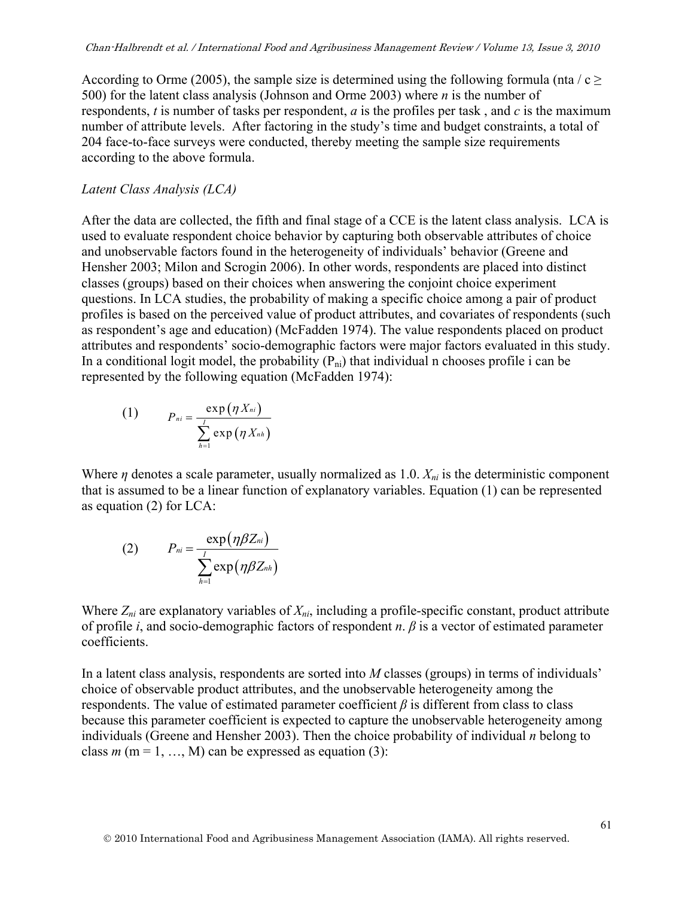According to Orme (2005), the sample size is determined using the following formula ($nta / c \geq 500$) for the latent class analysis (Johnson and Orme 2003) where *n* is the number of respondents, *t* is number of tasks per respondent, *a* is the profiles per task , and *c* is the maximum number of attribute levels. After factoring in the study's time and budget constraints, a total of 204 face-to-face surveys were conducted, thereby meeting the sample size requirements according to the above formula.

*Latent Class Analysis (LCA)*

After the data are collected, the fifth and final stage of a CCE is the latent class analysis. LCA is used to evaluate respondent choice behavior by capturing both observable attributes of choice and unobservable factors found in the heterogeneity of individuals' behavior (Greene and Hensher 2003; Milon and Scrogin 2006). In other words, respondents are placed into distinct classes (groups) based on their choices when answering the conjoint choice experiment questions. In LCA studies, the probability of making a specific choice among a pair of product profiles is based on the perceived value of product attributes, and covariates of respondents (such as respondent's age and education) (McFadden 1974). The value respondents placed on product attributes and respondents' socio-demographic factors were major factors evaluated in this study. In a conditional logit model, the probability ($P_{ni}$) that individual n chooses profile i can be represented by the following equation (McFadden 1974):

$$(1) \qquad P_{ni} = \frac{\exp\left(\eta X_{ni}\right)}{\sum_{h=1}^{I} \exp\left(\eta X_{nh}\right)}$$

Where $\eta$ denotes a scale parameter, usually normalized as 1.0. $X_{ni}$ is the deterministic component that is assumed to be a linear function of explanatory variables. Equation (1) can be represented as equation (2) for LCA:

$$(2) \qquad P_{ni} = \frac{\exp\left(\eta \beta Z_{ni}\right)}{\sum_{h=1}^{I} \exp\left(\eta \beta Z_{nh}\right)}$$

Where $Z_{ni}$ are explanatory variables of $X_{ni}$, including a profile-specific constant, product attribute of profile *i*, and socio-demographic factors of respondent *n*. $\beta$ is a vector of estimated parameter coefficients.

In a latent class analysis, respondents are sorted into *M* classes (groups) in terms of individuals' choice of observable product attributes, and the unobservable heterogeneity among the respondents. The value of estimated parameter coefficient $\beta$ is different from class to class because this parameter coefficient is expected to capture the unobservable heterogeneity among individuals (Greene and Hensher 2003). Then the choice probability of individual *n* belong to class *m* ($m = 1, \ldots, M$) can be expressed as equation (3):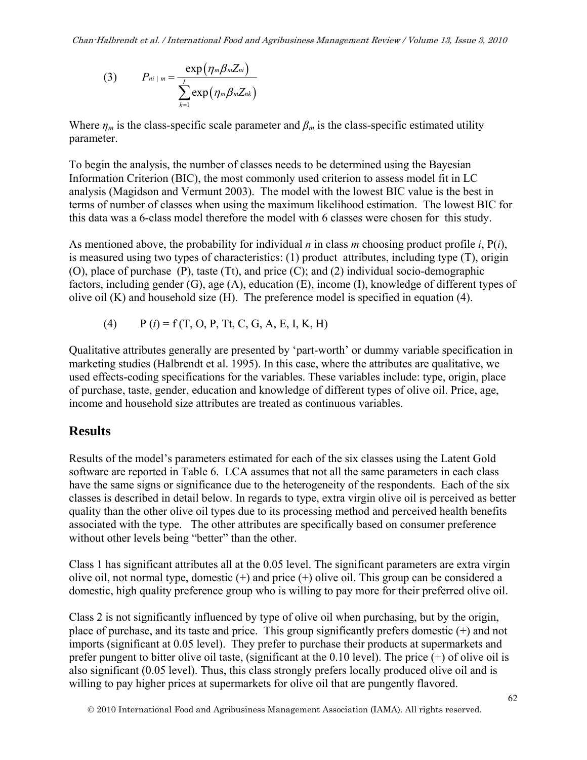$$(3) \qquad P_{ni \mid m} = \frac{\exp\left(\eta_m \beta_m Z_{ni}\right)}{\sum_{h=1}^{I} \exp\left(\eta_m \beta_m Z_{nk}\right)}$$

Where $\eta_m$ is the class-specific scale parameter and $\beta_m$ is the class-specific estimated utility parameter.

To begin the analysis, the number of classes needs to be determined using the Bayesian Information Criterion (BIC), the most commonly used criterion to assess model fit in LC analysis (Magidson and Vermunt 2003). The model with the lowest BIC value is the best in terms of number of classes when using the maximum likelihood estimation. The lowest BIC for this data was a 6-class model therefore the model with 6 classes were chosen for this study.

As mentioned above, the probability for individual *n* in class *m* choosing product profile *i*, P(*i*), is measured using two types of characteristics: (1) product attributes, including type (T), origin (O), place of purchase (P), taste (Tt), and price (C); and (2) individual socio-demographic factors, including gender (G), age (A), education (E), income (I), knowledge of different types of olive oil (K) and household size (H). The preference model is specified in equation (4).

$$(4) \qquad P(i) = f(T, O, P, Tt, C, G, A, E, I, K, H)$$

Qualitative attributes generally are presented by 'part-worth' or dummy variable specification in marketing studies (Halbrendt et al. 1995). In this case, where the attributes are qualitative, we used effects-coding specifications for the variables. These variables include: type, origin, place of purchase, taste, gender, education and knowledge of different types of olive oil. Price, age, income and household size attributes are treated as continuous variables.

## Results

Results of the model's parameters estimated for each of the six classes using the Latent Gold software are reported in Table 6. LCA assumes that not all the same parameters in each class have the same signs or significance due to the heterogeneity of the respondents. Each of the six classes is described in detail below. In regards to type, extra virgin olive oil is perceived as better quality than the other olive oil types due to its processing method and perceived health benefits associated with the type. The other attributes are specifically based on consumer preference without other levels being "better" than the other.

Class 1 has significant attributes all at the 0.05 level. The significant parameters are extra virgin olive oil, not normal type, domestic (+) and price (+) olive oil. This group can be considered a domestic, high quality preference group who is willing to pay more for their preferred olive oil.

Class 2 is not significantly influenced by type of olive oil when purchasing, but by the origin, place of purchase, and its taste and price. This group significantly prefers domestic (+) and not imports (significant at 0.05 level). They prefer to purchase their products at supermarkets and prefer pungent to bitter olive oil taste, (significant at the 0.10 level). The price (+) of olive oil is also significant (0.05 level). Thus, this class strongly prefers locally produced olive oil and is willing to pay higher prices at supermarkets for olive oil that are pungently flavored.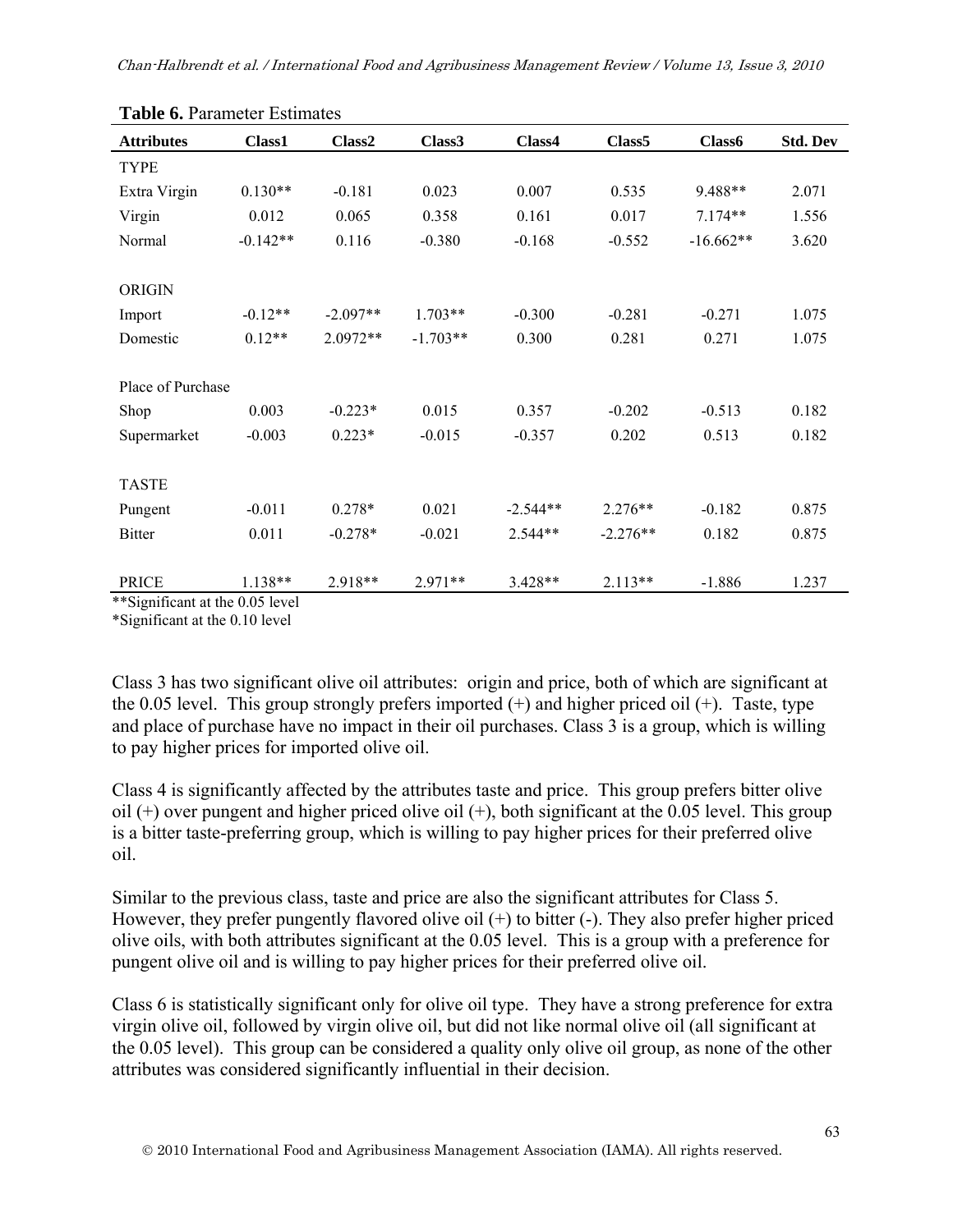**Table 6.** Parameter Estimates

| Attributes | Class1 | Class2 | Class3 | Class4 | Class5 | Class6 | Std. Dev |
|---|---|---|---|---|---|---|---|
| TYPE | | | | | | | |
| Extra Virgin | 0.130** | -0.181 | 0.023 | 0.007 | 0.535 | 9.488** | 2.071 |
| Virgin | 0.012 | 0.065 | 0.358 | 0.161 | 0.017 | 7.174** | 1.556 |
| Normal | -0.142** | 0.116 | -0.380 | -0.168 | -0.552 | -16.662** | 3.620 |
| ORIGIN | | | | | | | |
| Import | -0.12** | -2.097** | 1.703** | -0.300 | -0.281 | -0.271 | 1.075 |
| Domestic | 0.12** | 2.0972** | -1.703** | 0.300 | 0.281 | 0.271 | 1.075 |
| Place of Purchase | | | | | | | |
| Shop | 0.003 | -0.223* | 0.015 | 0.357 | -0.202 | -0.513 | 0.182 |
| Supermarket | -0.003 | 0.223* | -0.015 | -0.357 | 0.202 | 0.513 | 0.182 |
| TASTE | | | | | | | |
| Pungent | -0.011 | 0.278* | 0.021 | -2.544** | 2.276** | -0.182 | 0.875 |
| Bitter | 0.011 | -0.278* | -0.021 | 2.544** | -2.276** | 0.182 | 0.875 |
| PRICE | 1.138** | 2.918** | 2.971** | 3.428** | 2.113** | -1.886 | 1.237 |

**Significant at the 0.05 level

*Significant at the 0.10 level

Class 3 has two significant olive oil attributes: origin and price, both of which are significant at the 0.05 level. This group strongly prefers imported (+) and higher priced oil (+). Taste, type and place of purchase have no impact in their oil purchases. Class 3 is a group, which is willing to pay higher prices for imported olive oil.

Class 4 is significantly affected by the attributes taste and price. This group prefers bitter olive oil (+) over pungent and higher priced olive oil (+), both significant at the 0.05 level. This group is a bitter taste-preferring group, which is willing to pay higher prices for their preferred olive oil.

Similar to the previous class, taste and price are also the significant attributes for Class 5. However, they prefer pungently flavored olive oil (+) to bitter (-). They also prefer higher priced olive oils, with both attributes significant at the 0.05 level. This is a group with a preference for pungent olive oil and is willing to pay higher prices for their preferred olive oil.

Class 6 is statistically significant only for olive oil type. They have a strong preference for extra virgin olive oil, followed by virgin olive oil, but did not like normal olive oil (all significant at the 0.05 level). This group can be considered a quality only olive oil group, as none of the other attributes was considered significantly influential in their decision.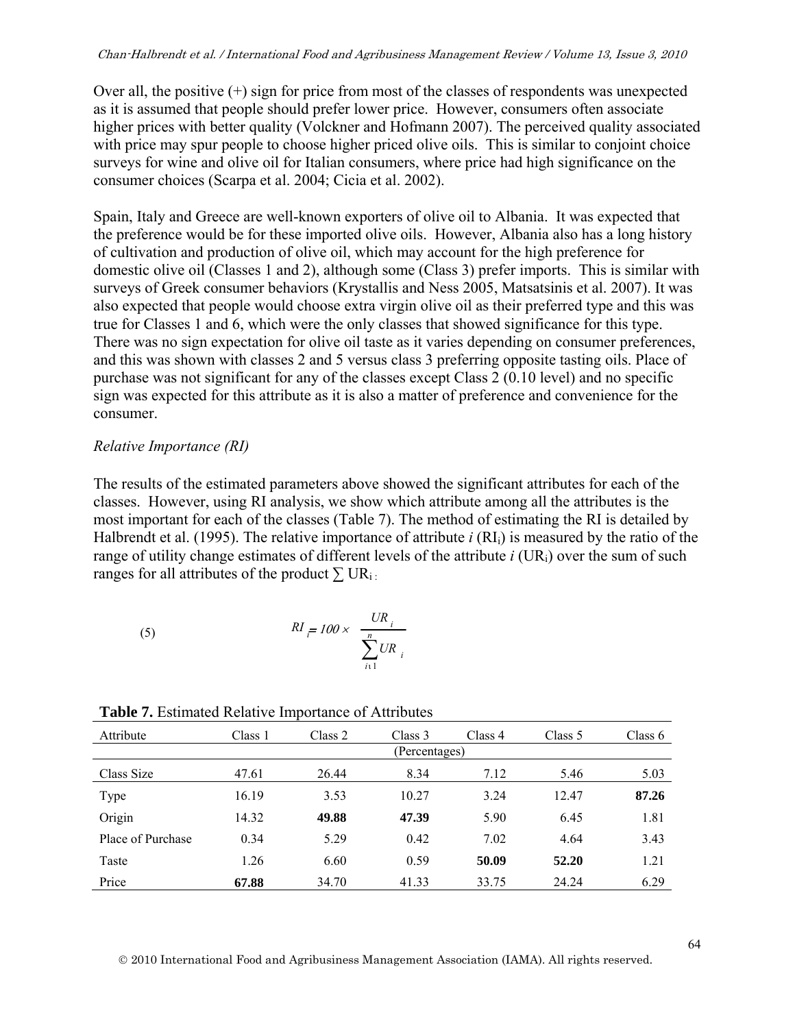Over all, the positive (+) sign for price from most of the classes of respondents was unexpected as it is assumed that people should prefer lower price. However, consumers often associate higher prices with better quality (Volckner and Hofmann 2007). The perceived quality associated with price may spur people to choose higher priced olive oils. This is similar to conjoint choice surveys for wine and olive oil for Italian consumers, where price had high significance on the consumer choices (Scarpa et al. 2004; Cicia et al. 2002).

Spain, Italy and Greece are well-known exporters of olive oil to Albania. It was expected that the preference would be for these imported olive oils. However, Albania also has a long history of cultivation and production of olive oil, which may account for the high preference for domestic olive oil (Classes 1 and 2), although some (Class 3) prefer imports. This is similar with surveys of Greek consumer behaviors (Krystallis and Ness 2005, Matsatsinis et al. 2007). It was also expected that people would choose extra virgin olive oil as their preferred type and this was true for Classes 1 and 6, which were the only classes that showed significance for this type. There was no sign expectation for olive oil taste as it varies depending on consumer preferences, and this was shown with classes 2 and 5 versus class 3 preferring opposite tasting oils. Place of purchase was not significant for any of the classes except Class 2 (0.10 level) and no specific sign was expected for this attribute as it is also a matter of preference and convenience for the consumer.

*Relative Importance (RI)*

The results of the estimated parameters above showed the significant attributes for each of the classes. However, using RI analysis, we show which attribute among all the attributes is the most important for each of the classes (Table 7). The method of estimating the RI is detailed by Halbrendt et al. (1995). The relative importance of attribute $i$ ($RI_i$) is measured by the ratio of the range of utility change estimates of different levels of the attribute $i$ ($UR_i$) over the sum of such ranges for all attributes of the product $\sum UR_i$:

$$RI_i = 100 \times \frac{UR_i}{\sum_{i=1}^{n} UR_i} \tag{5}$$

**Table 7.** Estimated Relative Importance of Attributes

| Attribute | Class 1 | Class 2 | Class 3 | Class 4 | Class 5 | Class 6 |
|---|---|---|---|---|---|---|
| | | | (Percentages) | | | |
| Class Size | 47.61 | 26.44 | 8.34 | 7.12 | 5.46 | 5.03 |
| Type | 16.19 | 3.53 | 10.27 | 3.24 | 12.47 | **87.26** |
| Origin | 14.32 | **49.88** | **47.39** | 5.90 | 6.45 | 1.81 |
| Place of Purchase | 0.34 | 5.29 | 0.42 | 7.02 | 4.64 | 3.43 |
| Taste | 1.26 | 6.60 | 0.59 | **50.09** | **52.20** | 1.21 |
| Price | **67.88** | 34.70 | 41.33 | 33.75 | 24.24 | 6.29 |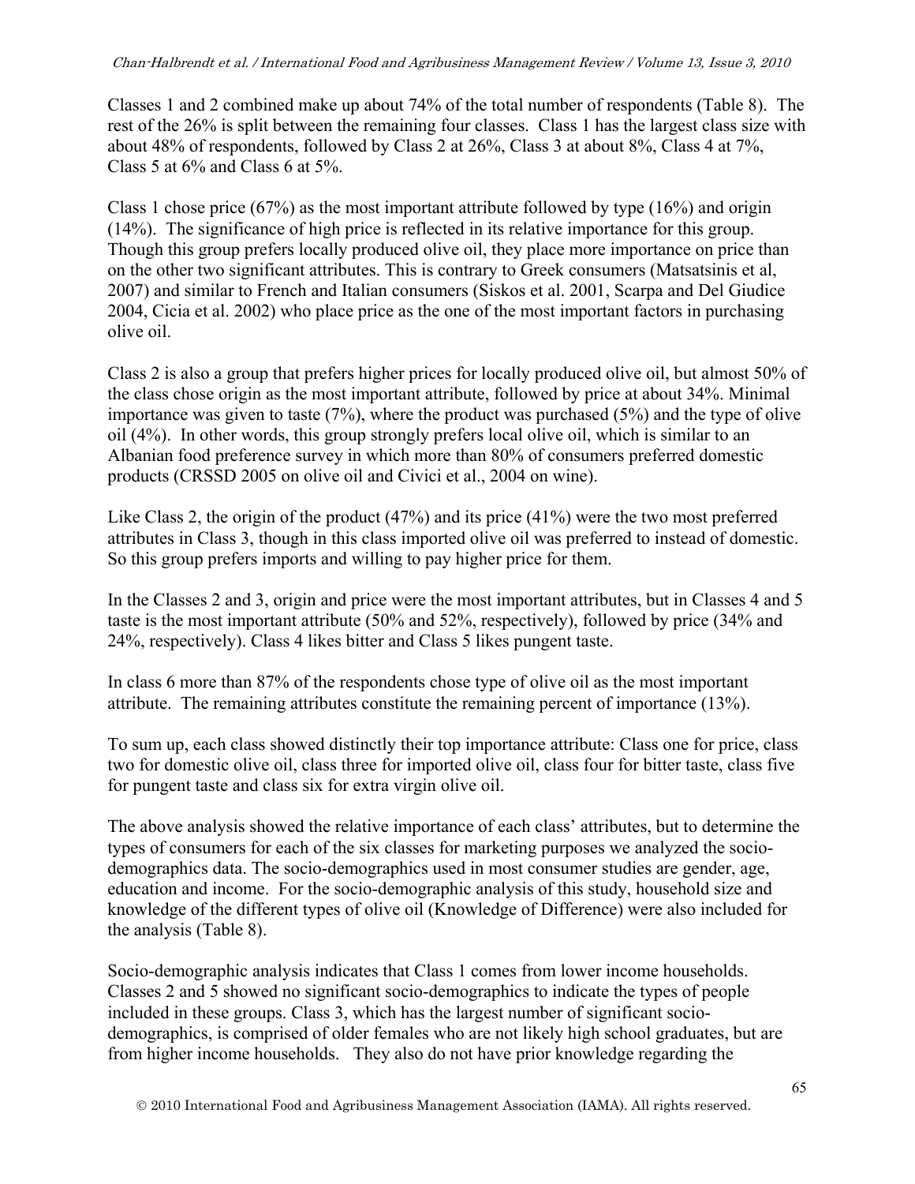Classes 1 and 2 combined make up about 74% of the total number of respondents (Table 8). The rest of the 26% is split between the remaining four classes. Class 1 has the largest class size with about 48% of respondents, followed by Class 2 at 26%, Class 3 at about 8%, Class 4 at 7%, Class 5 at 6% and Class 6 at 5%.

Class 1 chose price (67%) as the most important attribute followed by type (16%) and origin (14%). The significance of high price is reflected in its relative importance for this group. Though this group prefers locally produced olive oil, they place more importance on price than on the other two significant attributes. This is contrary to Greek consumers (Matsatsinis et al, 2007) and similar to French and Italian consumers (Siskos et al. 2001, Scarpa and Del Giudice 2004, Cicia et al. 2002) who place price as the one of the most important factors in purchasing olive oil.

Class 2 is also a group that prefers higher prices for locally produced olive oil, but almost 50% of the class chose origin as the most important attribute, followed by price at about 34%. Minimal importance was given to taste (7%), where the product was purchased (5%) and the type of olive oil (4%). In other words, this group strongly prefers local olive oil, which is similar to an Albanian food preference survey in which more than 80% of consumers preferred domestic products (CRSSD 2005 on olive oil and Civici et al., 2004 on wine).

Like Class 2, the origin of the product (47%) and its price (41%) were the two most preferred attributes in Class 3, though in this class imported olive oil was preferred to instead of domestic. So this group prefers imports and willing to pay higher price for them.

In the Classes 2 and 3, origin and price were the most important attributes, but in Classes 4 and 5 taste is the most important attribute (50% and 52%, respectively), followed by price (34% and 24%, respectively). Class 4 likes bitter and Class 5 likes pungent taste.

In class 6 more than 87% of the respondents chose type of olive oil as the most important attribute. The remaining attributes constitute the remaining percent of importance (13%).

To sum up, each class showed distinctly their top importance attribute: Class one for price, class two for domestic olive oil, class three for imported olive oil, class four for bitter taste, class five for pungent taste and class six for extra virgin olive oil.

The above analysis showed the relative importance of each class' attributes, but to determine the types of consumers for each of the six classes for marketing purposes we analyzed the socio-demographics data. The socio-demographics used in most consumer studies are gender, age, education and income. For the socio-demographic analysis of this study, household size and knowledge of the different types of olive oil (Knowledge of Difference) were also included for the analysis (Table 8).

Socio-demographic analysis indicates that Class 1 comes from lower income households. Classes 2 and 5 showed no significant socio-demographics to indicate the types of people included in these groups. Class 3, which has the largest number of significant socio-demographics, is comprised of older females who are not likely high school graduates, but are from higher income households. They also do not have prior knowledge regarding the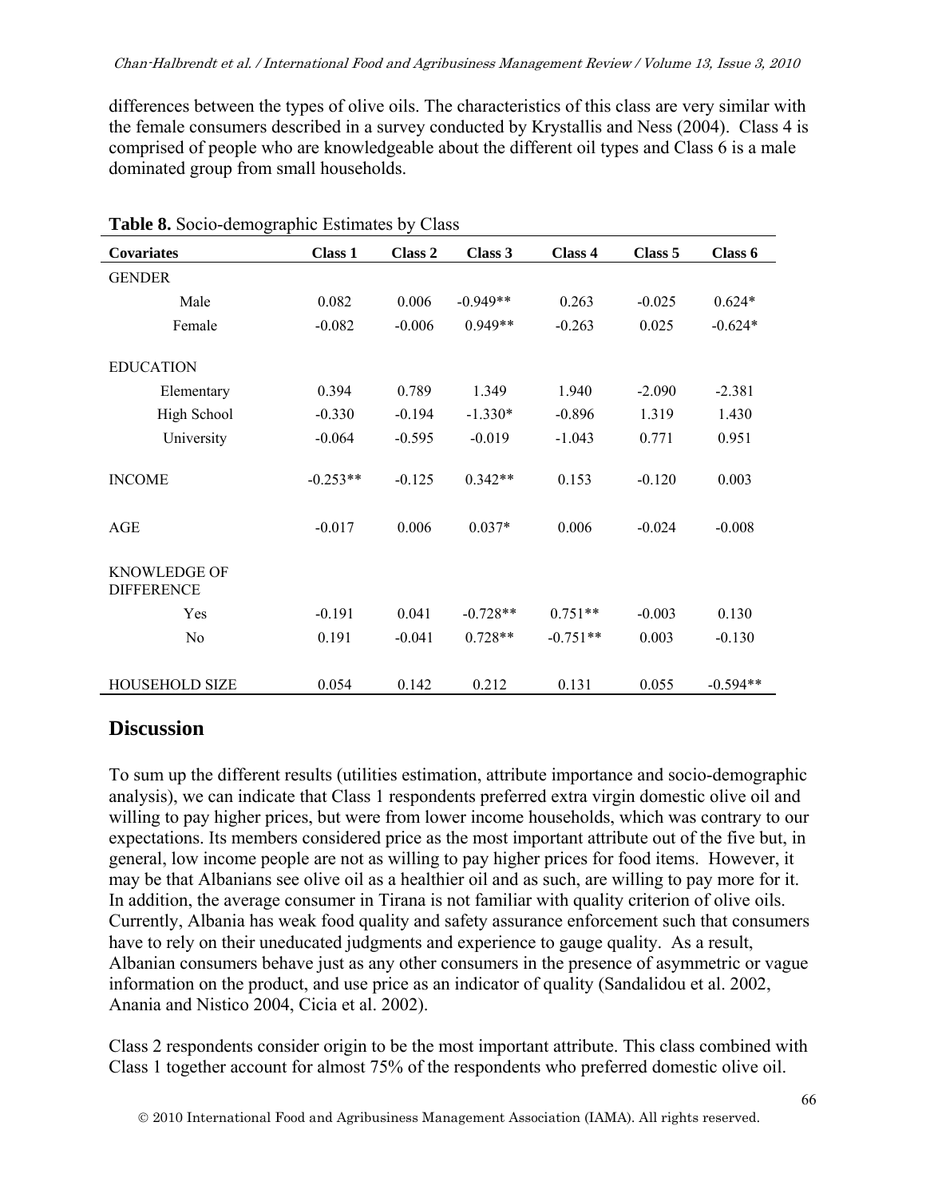differences between the types of olive oils. The characteristics of this class are very similar with the female consumers described in a survey conducted by Krystallis and Ness (2004). Class 4 is comprised of people who are knowledgeable about the different oil types and Class 6 is a male dominated group from small households.

**Table 8.** Socio-demographic Estimates by Class

| Covariates | Class 1 | Class 2 | Class 3 | Class 4 | Class 5 | Class 6 |
|---|---|---|---|---|---|---|
| GENDER | | | | | | |
| Male | 0.082 | 0.006 | -0.949** | 0.263 | -0.025 | 0.624* |
| Female | -0.082 | -0.006 | 0.949** | -0.263 | 0.025 | -0.624* |
| EDUCATION | | | | | | |
| Elementary | 0.394 | 0.789 | 1.349 | 1.940 | -2.090 | -2.381 |
| High School | -0.330 | -0.194 | -1.330* | -0.896 | 1.319 | 1.430 |
| University | -0.064 | -0.595 | -0.019 | -1.043 | 0.771 | 0.951 |
| INCOME | -0.253** | -0.125 | 0.342** | 0.153 | -0.120 | 0.003 |
| AGE | -0.017 | 0.006 | 0.037* | 0.006 | -0.024 | -0.008 |
| KNOWLEDGE OF DIFFERENCE | | | | | | |
| Yes | -0.191 | 0.041 | -0.728** | 0.751** | -0.003 | 0.130 |
| No | 0.191 | -0.041 | 0.728** | -0.751** | 0.003 | -0.130 |
| HOUSEHOLD SIZE | 0.054 | 0.142 | 0.212 | 0.131 | 0.055 | -0.594** |

## Discussion

To sum up the different results (utilities estimation, attribute importance and socio-demographic analysis), we can indicate that Class 1 respondents preferred extra virgin domestic olive oil and willing to pay higher prices, but were from lower income households, which was contrary to our expectations. Its members considered price as the most important attribute out of the five but, in general, low income people are not as willing to pay higher prices for food items. However, it may be that Albanians see olive oil as a healthier oil and as such, are willing to pay more for it. In addition, the average consumer in Tirana is not familiar with quality criterion of olive oils. Currently, Albania has weak food quality and safety assurance enforcement such that consumers have to rely on their uneducated judgments and experience to gauge quality. As a result, Albanian consumers behave just as any other consumers in the presence of asymmetric or vague information on the product, and use price as an indicator of quality (Sandalidou et al. 2002, Anania and Nistico 2004, Cicia et al. 2002).

Class 2 respondents consider origin to be the most important attribute. This class combined with Class 1 together account for almost 75% of the respondents who preferred domestic olive oil.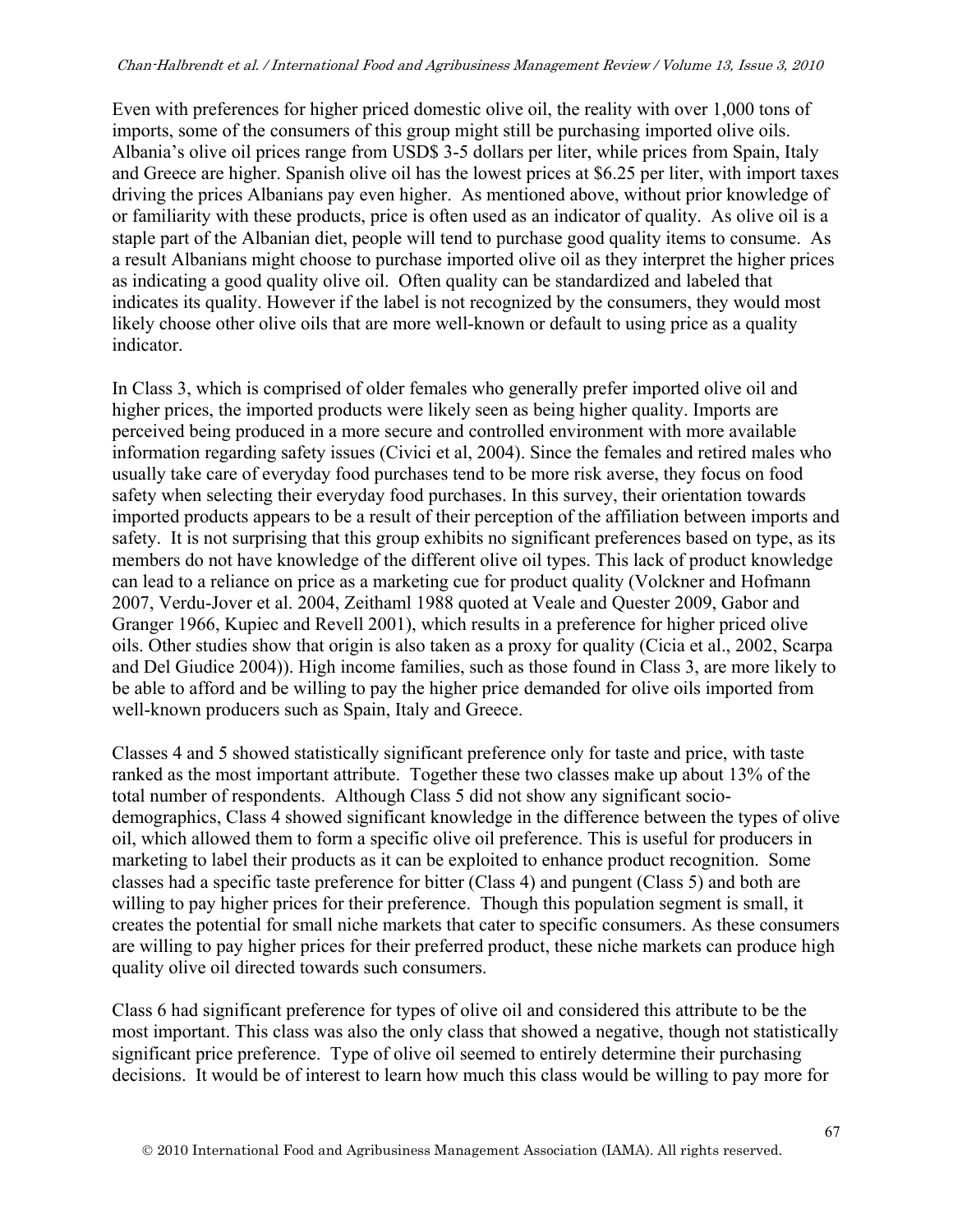Even with preferences for higher priced domestic olive oil, the reality with over 1,000 tons of imports, some of the consumers of this group might still be purchasing imported olive oils. Albania's olive oil prices range from USD$ 3-5 dollars per liter, while prices from Spain, Italy and Greece are higher. Spanish olive oil has the lowest prices at $6.25 per liter, with import taxes driving the prices Albanians pay even higher. As mentioned above, without prior knowledge of or familiarity with these products, price is often used as an indicator of quality. As olive oil is a staple part of the Albanian diet, people will tend to purchase good quality items to consume. As a result Albanians might choose to purchase imported olive oil as they interpret the higher prices as indicating a good quality olive oil. Often quality can be standardized and labeled that indicates its quality. However if the label is not recognized by the consumers, they would most likely choose other olive oils that are more well-known or default to using price as a quality indicator.

In Class 3, which is comprised of older females who generally prefer imported olive oil and higher prices, the imported products were likely seen as being higher quality. Imports are perceived being produced in a more secure and controlled environment with more available information regarding safety issues (Civici et al, 2004). Since the females and retired males who usually take care of everyday food purchases tend to be more risk averse, they focus on food safety when selecting their everyday food purchases. In this survey, their orientation towards imported products appears to be a result of their perception of the affiliation between imports and safety. It is not surprising that this group exhibits no significant preferences based on type, as its members do not have knowledge of the different olive oil types. This lack of product knowledge can lead to a reliance on price as a marketing cue for product quality (Volckner and Hofmann 2007, Verdu-Jover et al. 2004, Zeithaml 1988 quoted at Veale and Quester 2009, Gabor and Granger 1966, Kupiec and Revell 2001), which results in a preference for higher priced olive oils. Other studies show that origin is also taken as a proxy for quality (Cicia et al., 2002, Scarpa and Del Giudice 2004)). High income families, such as those found in Class 3, are more likely to be able to afford and be willing to pay the higher price demanded for olive oils imported from well-known producers such as Spain, Italy and Greece.

Classes 4 and 5 showed statistically significant preference only for taste and price, with taste ranked as the most important attribute. Together these two classes make up about 13% of the total number of respondents. Although Class 5 did not show any significant socio-demographics, Class 4 showed significant knowledge in the difference between the types of olive oil, which allowed them to form a specific olive oil preference. This is useful for producers in marketing to label their products as it can be exploited to enhance product recognition. Some classes had a specific taste preference for bitter (Class 4) and pungent (Class 5) and both are willing to pay higher prices for their preference. Though this population segment is small, it creates the potential for small niche markets that cater to specific consumers. As these consumers are willing to pay higher prices for their preferred product, these niche markets can produce high quality olive oil directed towards such consumers.

Class 6 had significant preference for types of olive oil and considered this attribute to be the most important. This class was also the only class that showed a negative, though not statistically significant price preference. Type of olive oil seemed to entirely determine their purchasing decisions. It would be of interest to learn how much this class would be willing to pay more for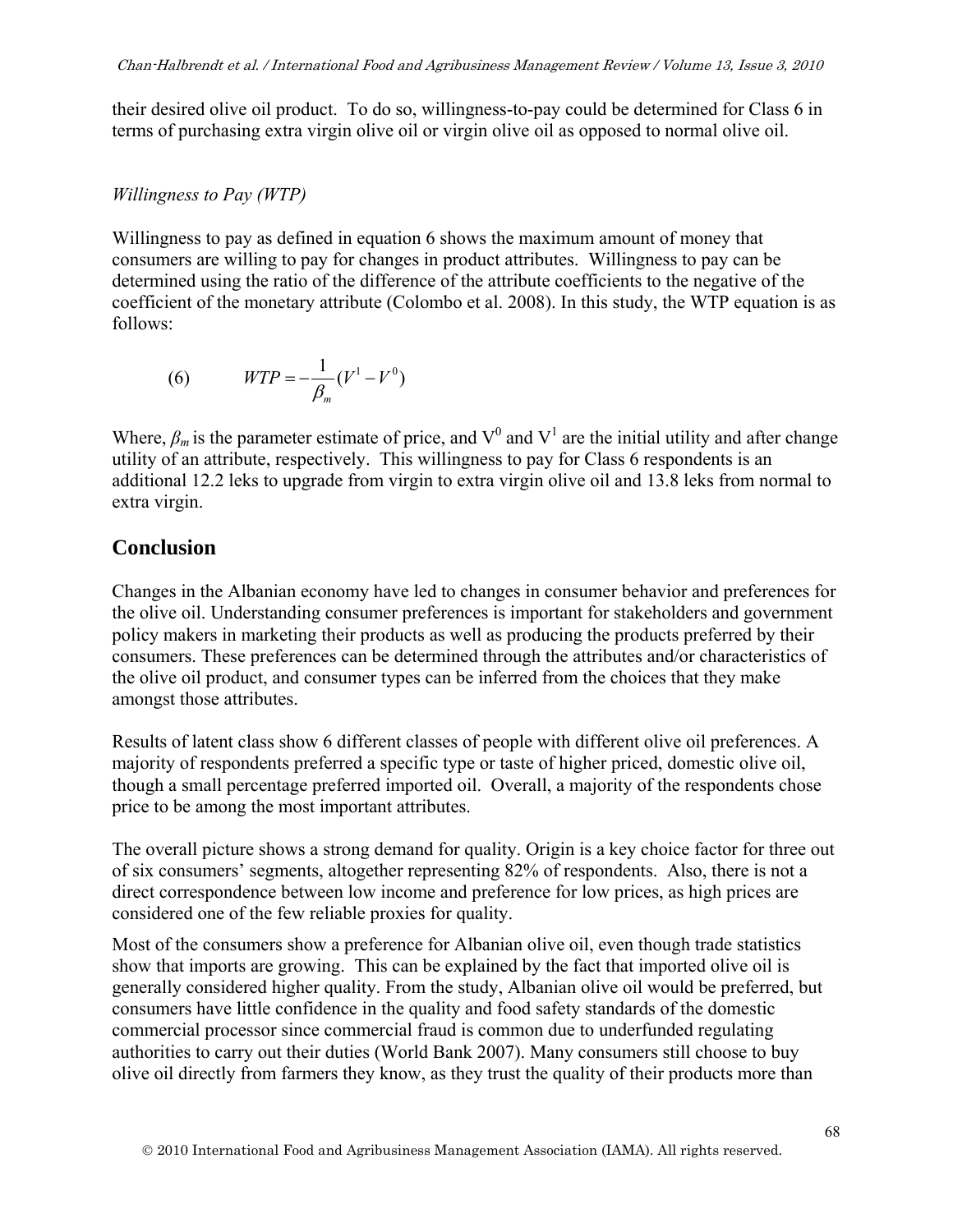their desired olive oil product. To do so, willingness-to-pay could be determined for Class 6 in terms of purchasing extra virgin olive oil or virgin olive oil as opposed to normal olive oil.

*Willingness to Pay (WTP)*

Willingness to pay as defined in equation 6 shows the maximum amount of money that consumers are willing to pay for changes in product attributes. Willingness to pay can be determined using the ratio of the difference of the attribute coefficients to the negative of the coefficient of the monetary attribute (Colombo et al. 2008). In this study, the WTP equation is as follows:

$$(6) \qquad WTP = -\frac{1}{\beta_m}(V^1 - V^0)$$

Where, $\beta_m$ is the parameter estimate of price, and $V^0$ and $V^1$ are the initial utility and after change utility of an attribute, respectively. This willingness to pay for Class 6 respondents is an additional 12.2 leks to upgrade from virgin to extra virgin olive oil and 13.8 leks from normal to extra virgin.

## Conclusion

Changes in the Albanian economy have led to changes in consumer behavior and preferences for the olive oil. Understanding consumer preferences is important for stakeholders and government policy makers in marketing their products as well as producing the products preferred by their consumers. These preferences can be determined through the attributes and/or characteristics of the olive oil product, and consumer types can be inferred from the choices that they make amongst those attributes.

Results of latent class show 6 different classes of people with different olive oil preferences. A majority of respondents preferred a specific type or taste of higher priced, domestic olive oil, though a small percentage preferred imported oil. Overall, a majority of the respondents chose price to be among the most important attributes.

The overall picture shows a strong demand for quality. Origin is a key choice factor for three out of six consumers' segments, altogether representing 82% of respondents. Also, there is not a direct correspondence between low income and preference for low prices, as high prices are considered one of the few reliable proxies for quality.

Most of the consumers show a preference for Albanian olive oil, even though trade statistics show that imports are growing. This can be explained by the fact that imported olive oil is generally considered higher quality. From the study, Albanian olive oil would be preferred, but consumers have little confidence in the quality and food safety standards of the domestic commercial processor since commercial fraud is common due to underfunded regulating authorities to carry out their duties (World Bank 2007). Many consumers still choose to buy olive oil directly from farmers they know, as they trust the quality of their products more than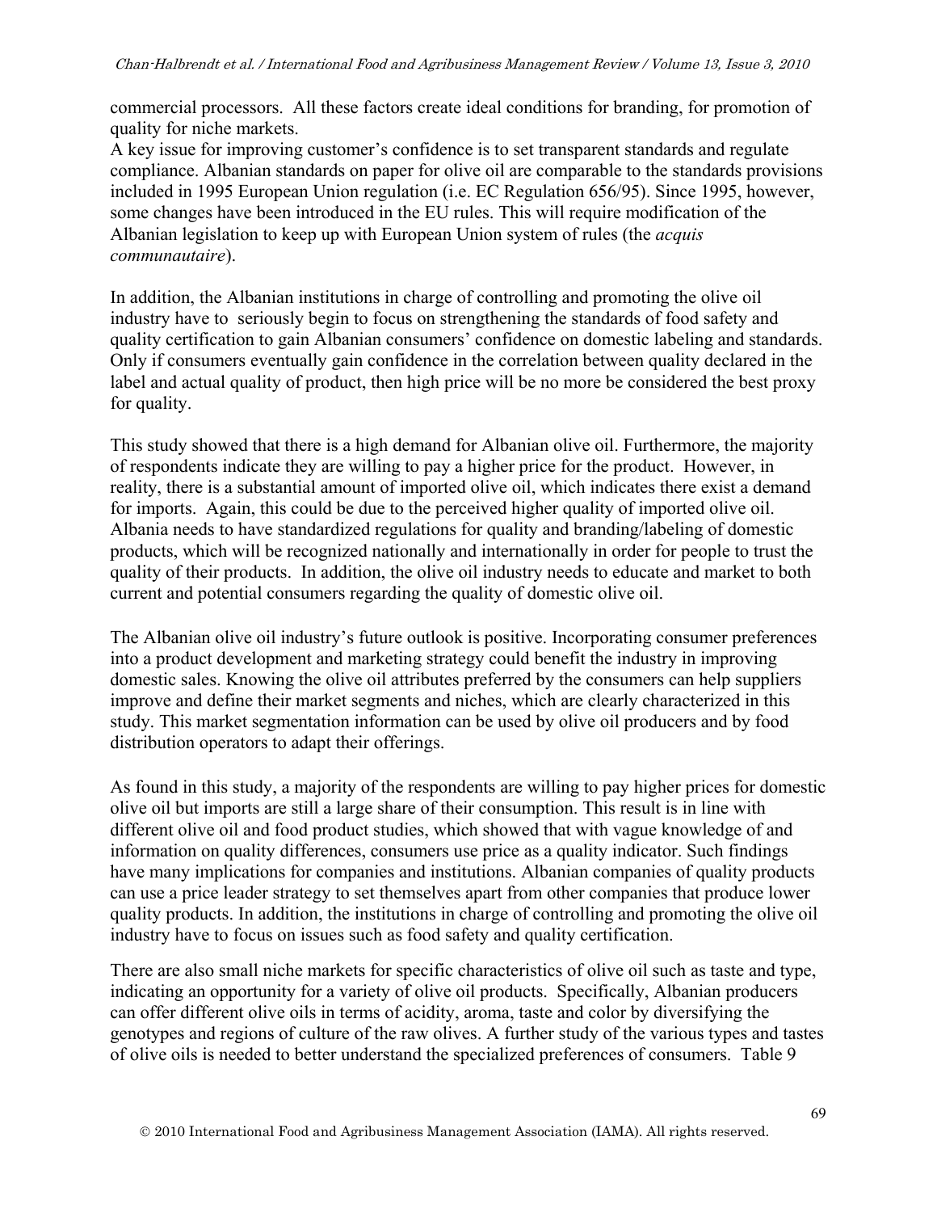commercial processors. All these factors create ideal conditions for branding, for promotion of quality for niche markets.

A key issue for improving customer's confidence is to set transparent standards and regulate compliance. Albanian standards on paper for olive oil are comparable to the standards provisions included in 1995 European Union regulation (i.e. EC Regulation 656/95). Since 1995, however, some changes have been introduced in the EU rules. This will require modification of the Albanian legislation to keep up with European Union system of rules (the *acquis communautaire*).

In addition, the Albanian institutions in charge of controlling and promoting the olive oil industry have to seriously begin to focus on strengthening the standards of food safety and quality certification to gain Albanian consumers' confidence on domestic labeling and standards. Only if consumers eventually gain confidence in the correlation between quality declared in the label and actual quality of product, then high price will be no more be considered the best proxy for quality.

This study showed that there is a high demand for Albanian olive oil. Furthermore, the majority of respondents indicate they are willing to pay a higher price for the product. However, in reality, there is a substantial amount of imported olive oil, which indicates there exist a demand for imports. Again, this could be due to the perceived higher quality of imported olive oil. Albania needs to have standardized regulations for quality and branding/labeling of domestic products, which will be recognized nationally and internationally in order for people to trust the quality of their products. In addition, the olive oil industry needs to educate and market to both current and potential consumers regarding the quality of domestic olive oil.

The Albanian olive oil industry's future outlook is positive. Incorporating consumer preferences into a product development and marketing strategy could benefit the industry in improving domestic sales. Knowing the olive oil attributes preferred by the consumers can help suppliers improve and define their market segments and niches, which are clearly characterized in this study. This market segmentation information can be used by olive oil producers and by food distribution operators to adapt their offerings.

As found in this study, a majority of the respondents are willing to pay higher prices for domestic olive oil but imports are still a large share of their consumption. This result is in line with different olive oil and food product studies, which showed that with vague knowledge of and information on quality differences, consumers use price as a quality indicator. Such findings have many implications for companies and institutions. Albanian companies of quality products can use a price leader strategy to set themselves apart from other companies that produce lower quality products. In addition, the institutions in charge of controlling and promoting the olive oil industry have to focus on issues such as food safety and quality certification.

There are also small niche markets for specific characteristics of olive oil such as taste and type, indicating an opportunity for a variety of olive oil products. Specifically, Albanian producers can offer different olive oils in terms of acidity, aroma, taste and color by diversifying the genotypes and regions of culture of the raw olives. A further study of the various types and tastes of olive oils is needed to better understand the specialized preferences of consumers. Table 9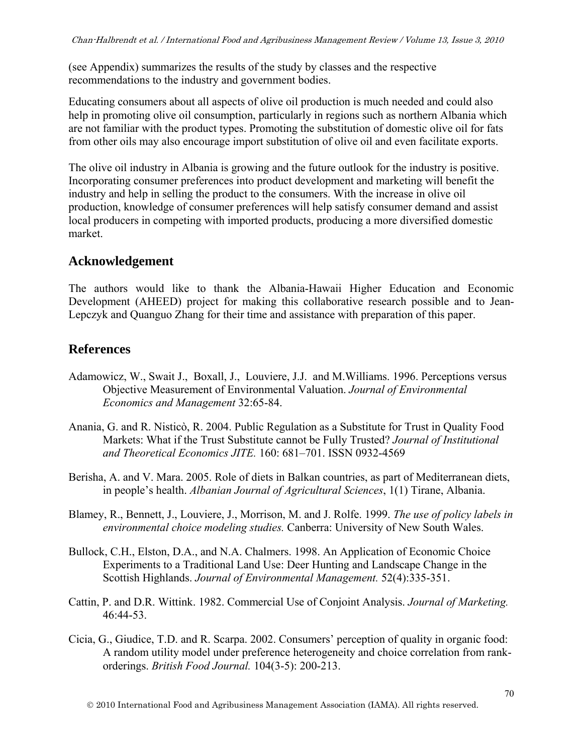(see Appendix) summarizes the results of the study by classes and the respective recommendations to the industry and government bodies.

Educating consumers about all aspects of olive oil production is much needed and could also help in promoting olive oil consumption, particularly in regions such as northern Albania which are not familiar with the product types. Promoting the substitution of domestic olive oil for fats from other oils may also encourage import substitution of olive oil and even facilitate exports.

The olive oil industry in Albania is growing and the future outlook for the industry is positive. Incorporating consumer preferences into product development and marketing will benefit the industry and help in selling the product to the consumers. With the increase in olive oil production, knowledge of consumer preferences will help satisfy consumer demand and assist local producers in competing with imported products, producing a more diversified domestic market.

## Acknowledgement

The authors would like to thank the Albania-Hawaii Higher Education and Economic Development (AHEED) project for making this collaborative research possible and to Jean-Lepczyk and Quanguo Zhang for their time and assistance with preparation of this paper.

## References

Adamowicz, W., Swait J., Boxall, J., Louviere, J.J. and M.Williams. 1996. Perceptions versus Objective Measurement of Environmental Valuation. *Journal of Environmental Economics and Management* 32:65-84.

Anania, G. and R. Nisticò, R. 2004. Public Regulation as a Substitute for Trust in Quality Food Markets: What if the Trust Substitute cannot be Fully Trusted? *Journal of Institutional and Theoretical Economics JITE.* 160: 681–701. ISSN 0932-4569

Berisha, A. and V. Mara. 2005. Role of diets in Balkan countries, as part of Mediterranean diets, in people's health. *Albanian Journal of Agricultural Sciences*, 1(1) Tirane, Albania.

Blamey, R., Bennett, J., Louviere, J., Morrison, M. and J. Rolfe. 1999. *The use of policy labels in environmental choice modeling studies.* Canberra: University of New South Wales.

Bullock, C.H., Elston, D.A., and N.A. Chalmers. 1998. An Application of Economic Choice Experiments to a Traditional Land Use: Deer Hunting and Landscape Change in the Scottish Highlands. *Journal of Environmental Management.* 52(4):335-351.

Cattin, P. and D.R. Wittink. 1982. Commercial Use of Conjoint Analysis. *Journal of Marketing.* 46:44-53.

Cicia, G., Giudice, T.D. and R. Scarpa. 2002. Consumers' perception of quality in organic food: A random utility model under preference heterogeneity and choice correlation from rank-orderings. *British Food Journal.* 104(3-5): 200-213.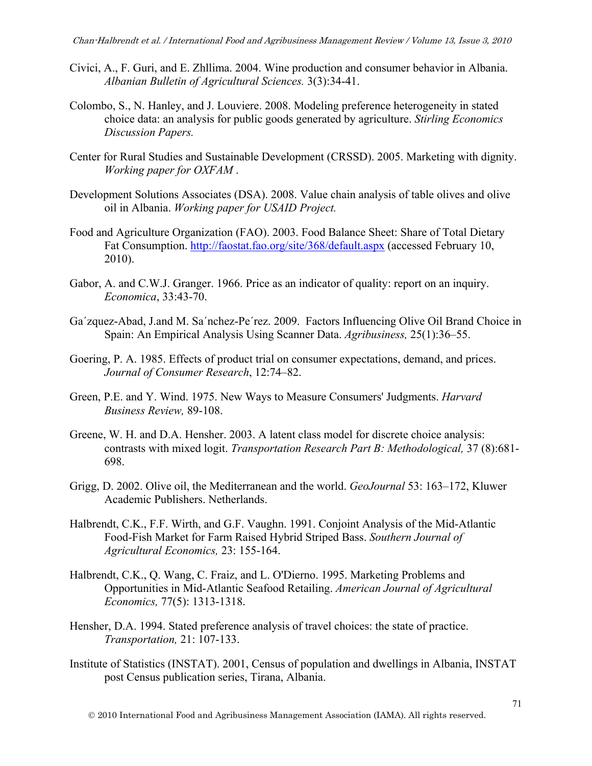Civici, A., F. Guri, and E. Zhllima. 2004. Wine production and consumer behavior in Albania. *Albanian Bulletin of Agricultural Sciences.* 3(3):34-41.

Colombo, S., N. Hanley, and J. Louviere. 2008. Modeling preference heterogeneity in stated choice data: an analysis for public goods generated by agriculture. *Stirling Economics Discussion Papers.*

Center for Rural Studies and Sustainable Development (CRSSD). 2005. Marketing with dignity. *Working paper for OXFAM* .

Development Solutions Associates (DSA). 2008. Value chain analysis of table olives and olive oil in Albania. *Working paper for USAID Project.*

Food and Agriculture Organization (FAO). 2003. Food Balance Sheet: Share of Total Dietary Fat Consumption. http://faostat.fao.org/site/368/default.aspx (accessed February 10, 2010).

Gabor, A. and C.W.J. Granger. 1966. Price as an indicator of quality: report on an inquiry. *Economica*, 33:43-70.

Ga´zquez-Abad, J.and M. Sa´nchez-Pe´rez. 2009. Factors Influencing Olive Oil Brand Choice in Spain: An Empirical Analysis Using Scanner Data. *Agribusiness,* 25(1):36–55.

Goering, P. A. 1985. Effects of product trial on consumer expectations, demand, and prices. *Journal of Consumer Research*, 12:74–82.

Green, P.E. and Y. Wind. 1975. New Ways to Measure Consumers' Judgments. *Harvard Business Review,* 89-108.

Greene, W. H. and D.A. Hensher. 2003. A latent class model for discrete choice analysis: contrasts with mixed logit. *Transportation Research Part B: Methodological,* 37 (8):681-698.

Grigg, D. 2002. Olive oil, the Mediterranean and the world. *GeoJournal* 53: 163–172, Kluwer Academic Publishers. Netherlands.

Halbrendt, C.K., F.F. Wirth, and G.F. Vaughn. 1991. Conjoint Analysis of the Mid-Atlantic Food-Fish Market for Farm Raised Hybrid Striped Bass. *Southern Journal of Agricultural Economics,* 23: 155-164.

Halbrendt, C.K., Q. Wang, C. Fraiz, and L. O'Dierno. 1995. Marketing Problems and Opportunities in Mid-Atlantic Seafood Retailing. *American Journal of Agricultural Economics,* 77(5): 1313-1318.

Hensher, D.A. 1994. Stated preference analysis of travel choices: the state of practice. *Transportation,* 21: 107-133.

Institute of Statistics (INSTAT). 2001, Census of population and dwellings in Albania, INSTAT post Census publication series, Tirana, Albania.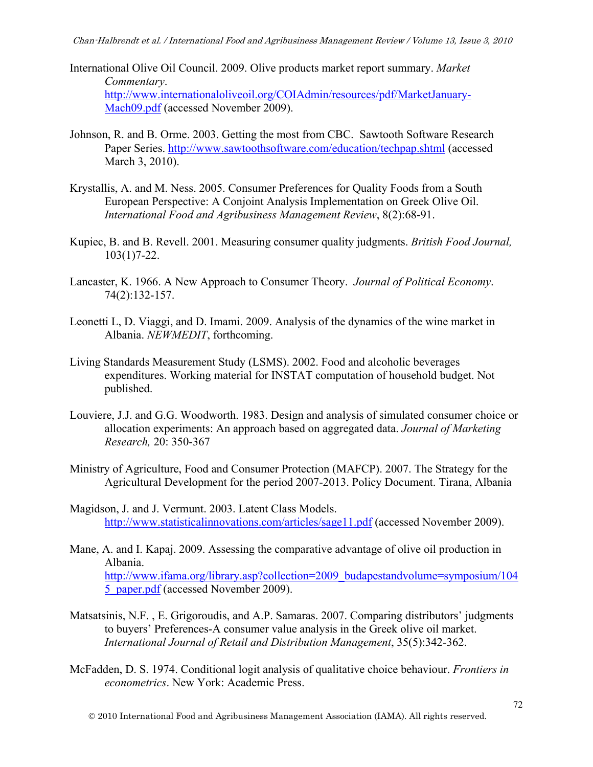International Olive Oil Council. 2009. Olive products market report summary. *Market Commentary*. http://www.internationaloliveoil.org/COIAdmin/resources/pdf/MarketJanuary-Mach09.pdf (accessed November 2009).

Johnson, R. and B. Orme. 2003. Getting the most from CBC. Sawtooth Software Research Paper Series. http://www.sawtoothsoftware.com/education/techpap.shtml (accessed March 3, 2010).

Krystallis, A. and M. Ness. 2005. Consumer Preferences for Quality Foods from a South European Perspective: A Conjoint Analysis Implementation on Greek Olive Oil. *International Food and Agribusiness Management Review*, 8(2):68-91.

Kupiec, B. and B. Revell. 2001. Measuring consumer quality judgments. *British Food Journal,* 103(1)7-22.

Lancaster, K. 1966. A New Approach to Consumer Theory. *Journal of Political Economy*. 74(2):132-157.

Leonetti L, D. Viaggi, and D. Imami. 2009. Analysis of the dynamics of the wine market in Albania. *NEWMEDIT*, forthcoming.

Living Standards Measurement Study (LSMS). 2002. Food and alcoholic beverages expenditures. Working material for INSTAT computation of household budget. Not published.

Louviere, J.J. and G.G. Woodworth. 1983. Design and analysis of simulated consumer choice or allocation experiments: An approach based on aggregated data. *Journal of Marketing Research,* 20: 350-367

Ministry of Agriculture, Food and Consumer Protection (MAFCP). 2007. The Strategy for the Agricultural Development for the period 2007-2013. Policy Document. Tirana, Albania

Magidson, J. and J. Vermunt. 2003. Latent Class Models. http://www.statisticalinnovations.com/articles/sage11.pdf (accessed November 2009).

Mane, A. and I. Kapaj. 2009. Assessing the comparative advantage of olive oil production in Albania. http://www.ifama.org/library.asp?collection=2009_budapestandvolume=symposium/1045_paper.pdf (accessed November 2009).

Matsatsinis, N.F. , E. Grigoroudis, and A.P. Samaras. 2007. Comparing distributors' judgments to buyers' Preferences-A consumer value analysis in the Greek olive oil market. *International Journal of Retail and Distribution Management*, 35(5):342-362.

McFadden, D. S. 1974. Conditional logit analysis of qualitative choice behaviour. *Frontiers in econometrics*. New York: Academic Press.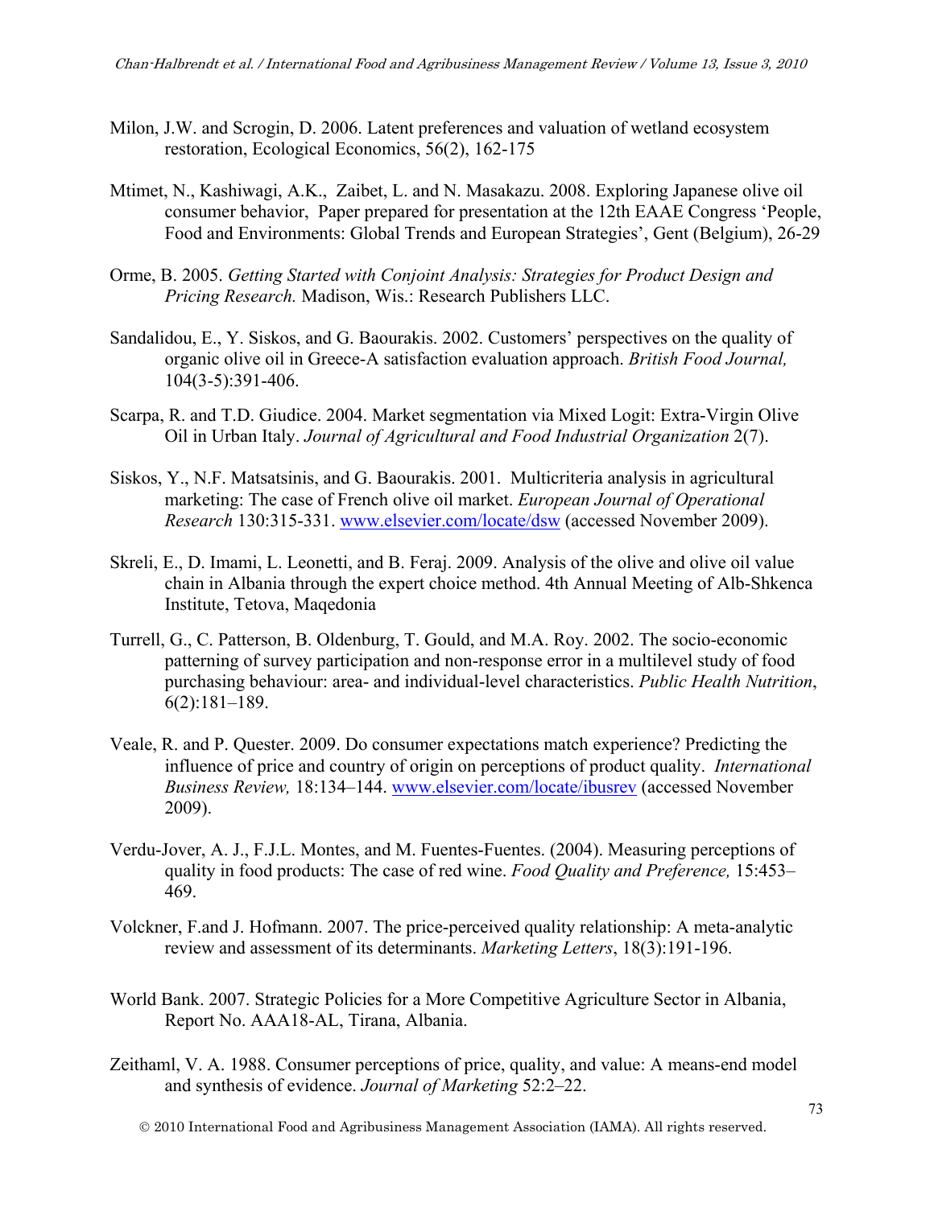Milon, J.W. and Scrogin, D. 2006. Latent preferences and valuation of wetland ecosystem restoration, Ecological Economics, 56(2), 162-175

Mtimet, N., Kashiwagi, A.K., Zaibet, L. and N. Masakazu. 2008. Exploring Japanese olive oil consumer behavior, Paper prepared for presentation at the 12th EAAE Congress 'People, Food and Environments: Global Trends and European Strategies', Gent (Belgium), 26-29

Orme, B. 2005. *Getting Started with Conjoint Analysis: Strategies for Product Design and Pricing Research.* Madison, Wis.: Research Publishers LLC.

Sandalidou, E., Y. Siskos, and G. Baourakis. 2002. Customers' perspectives on the quality of organic olive oil in Greece-A satisfaction evaluation approach. *British Food Journal,* 104(3-5):391-406.

Scarpa, R. and T.D. Giudice. 2004. Market segmentation via Mixed Logit: Extra-Virgin Olive Oil in Urban Italy. *Journal of Agricultural and Food Industrial Organization* 2(7).

Siskos, Y., N.F. Matsatsinis, and G. Baourakis. 2001. Multicriteria analysis in agricultural marketing: The case of French olive oil market. *European Journal of Operational Research* 130:315-331. www.elsevier.com/locate/dsw (accessed November 2009).

Skreli, E., D. Imami, L. Leonetti, and B. Feraj. 2009. Analysis of the olive and olive oil value chain in Albania through the expert choice method. 4th Annual Meeting of Alb-Shkenca Institute, Tetova, Maqedonia

Turrell, G., C. Patterson, B. Oldenburg, T. Gould, and M.A. Roy. 2002. The socio-economic patterning of survey participation and non-response error in a multilevel study of food purchasing behaviour: area- and individual-level characteristics. *Public Health Nutrition*, 6(2):181–189.

Veale, R. and P. Quester. 2009. Do consumer expectations match experience? Predicting the influence of price and country of origin on perceptions of product quality. *International Business Review,* 18:134–144. www.elsevier.com/locate/ibusrev (accessed November 2009).

Verdu-Jover, A. J., F.J.L. Montes, and M. Fuentes-Fuentes. (2004). Measuring perceptions of quality in food products: The case of red wine. *Food Quality and Preference,* 15:453–469.

Volckner, F.and J. Hofmann. 2007. The price-perceived quality relationship: A meta-analytic review and assessment of its determinants. *Marketing Letters*, 18(3):191-196.

World Bank. 2007. Strategic Policies for a More Competitive Agriculture Sector in Albania, Report No. AAA18-AL, Tirana, Albania.

Zeithaml, V. A. 1988. Consumer perceptions of price, quality, and value: A means-end model and synthesis of evidence. *Journal of Marketing* 52:2–22.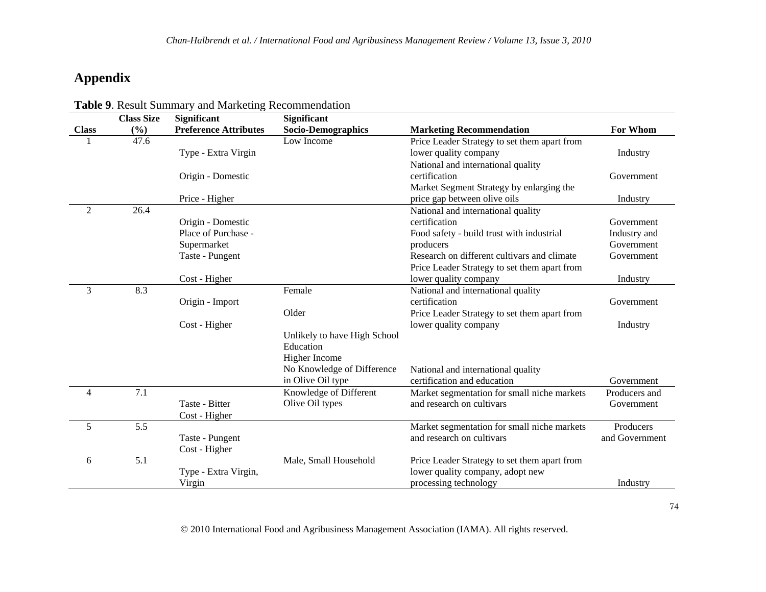## Appendix

**Table 9**. Result Summary and Marketing Recommendation

| Class | Class Size (%) | Significant Preference Attributes | Significant Socio-Demographics | Marketing Recommendation | For Whom |
|---|---|---|---|---|---|
| 1 | 47.6 | Type - Extra Virgin | Low Income | Price Leader Strategy to set them apart from lower quality company | Industry |
| | | Origin - Domestic | | National and international quality certification | Government |
| | | Price - Higher | | Market Segment Strategy by enlarging the price gap between olive oils | Industry |
| 2 | 26.4 | Origin - Domestic | | National and international quality certification | Government |
| | | Place of Purchase - Supermarket | | Food safety - build trust with industrial producers | Industry and Government |
| | | Taste - Pungent | | Research on different cultivars and climate | Government |
| | | Cost - Higher | | Price Leader Strategy to set them apart from lower quality company | Industry |
| 3 | 8.3 | Origin - Import | Female | National and international quality certification | Government |
| | | Cost - Higher | Older | Price Leader Strategy to set them apart from lower quality company | Industry |
| | | | Unlikely to have High School Education | | |
| | | | Higher Income | | |
| | | | No Knowledge of Difference in Olive Oil type | National and international quality certification and education | Government |
| 4 | 7.1 | Taste - Bitter | Knowledge of Different Olive Oil types | Market segmentation for small niche markets and research on cultivars | Producers and Government |
| | | Cost - Higher | | | |
| 5 | 5.5 | Taste - Pungent | | Market segmentation for small niche markets and research on cultivars | Producers and Government |
| | | Cost - Higher | | | |
| 6 | 5.1 | Type - Extra Virgin, Virgin | Male, Small Household | Price Leader Strategy to set them apart from lower quality company, adopt new processing technology | Industry |